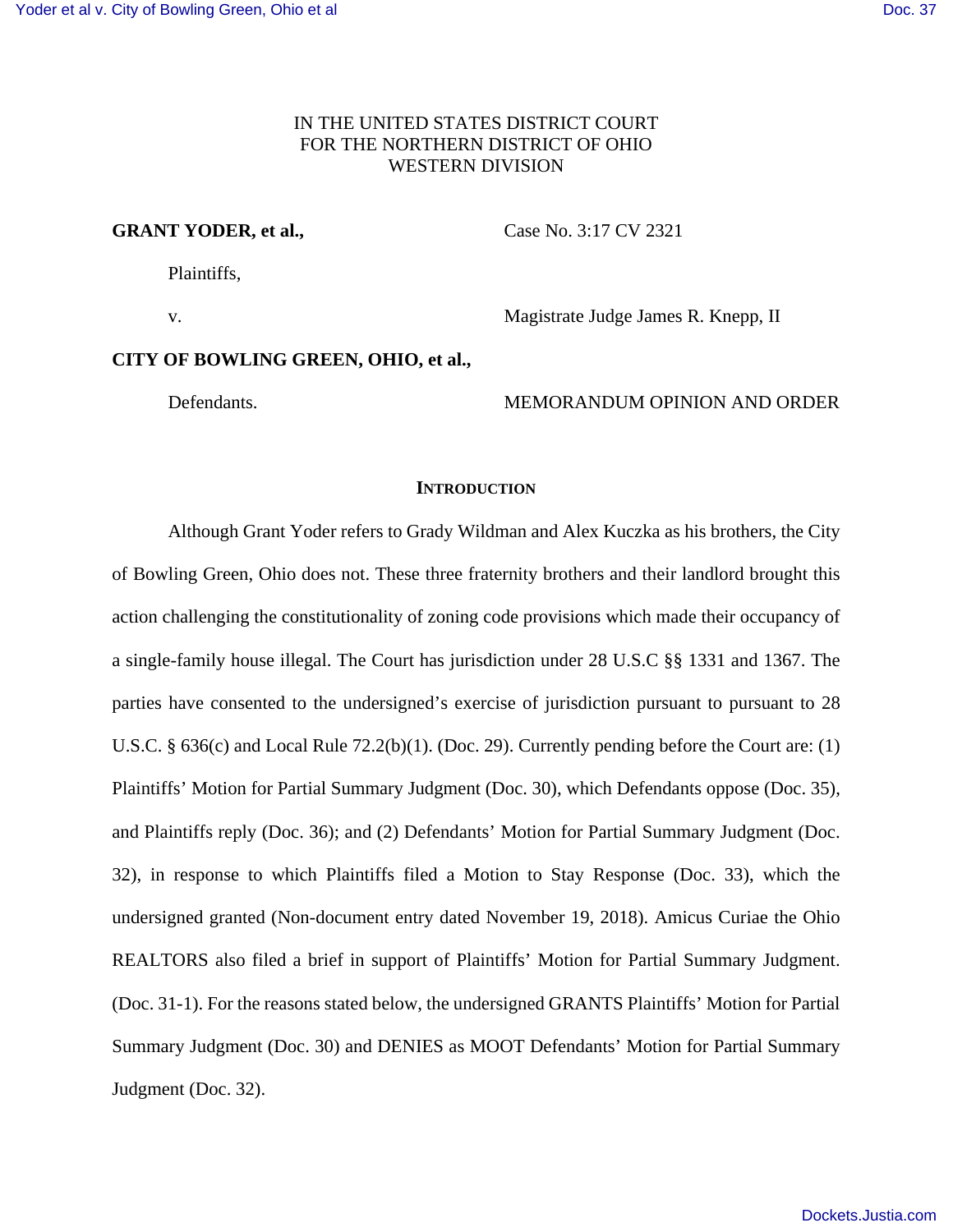IN THE UNITED STATES DISTRICT COURT
FOR THE NORTHERN DISTRICT OF OHIO
WESTERN DIVISION

**GRANT YODER, et al.,**

Plaintiffs,

v.

**CITY OF BOWLING GREEN, OHIO, et al.,**

Defendants.

Case No. 3:17 CV 2321

Magistrate Judge James R. Knepp, II

MEMORANDUM OPINION AND ORDER

## INTRODUCTION

Although Grant Yoder refers to Grady Wildman and Alex Kuczka as his brothers, the City of Bowling Green, Ohio does not. These three fraternity brothers and their landlord brought this action challenging the constitutionality of zoning code provisions which made their occupancy of a single-family house illegal. The Court has jurisdiction under 28 U.S.C §§ 1331 and 1367. The parties have consented to the undersigned's exercise of jurisdiction pursuant to pursuant to 28 U.S.C. § 636(c) and Local Rule 72.2(b)(1). (Doc. 29). Currently pending before the Court are: (1) Plaintiffs' Motion for Partial Summary Judgment (Doc. 30), which Defendants oppose (Doc. 35), and Plaintiffs reply (Doc. 36); and (2) Defendants' Motion for Partial Summary Judgment (Doc. 32), in response to which Plaintiffs filed a Motion to Stay Response (Doc. 33), which the undersigned granted (Non-document entry dated November 19, 2018). Amicus Curiae the Ohio REALTORS also filed a brief in support of Plaintiffs' Motion for Partial Summary Judgment. (Doc. 31-1). For the reasons stated below, the undersigned GRANTS Plaintiffs' Motion for Partial Summary Judgment (Doc. 30) and DENIES as MOOT Defendants' Motion for Partial Summary Judgment (Doc. 32).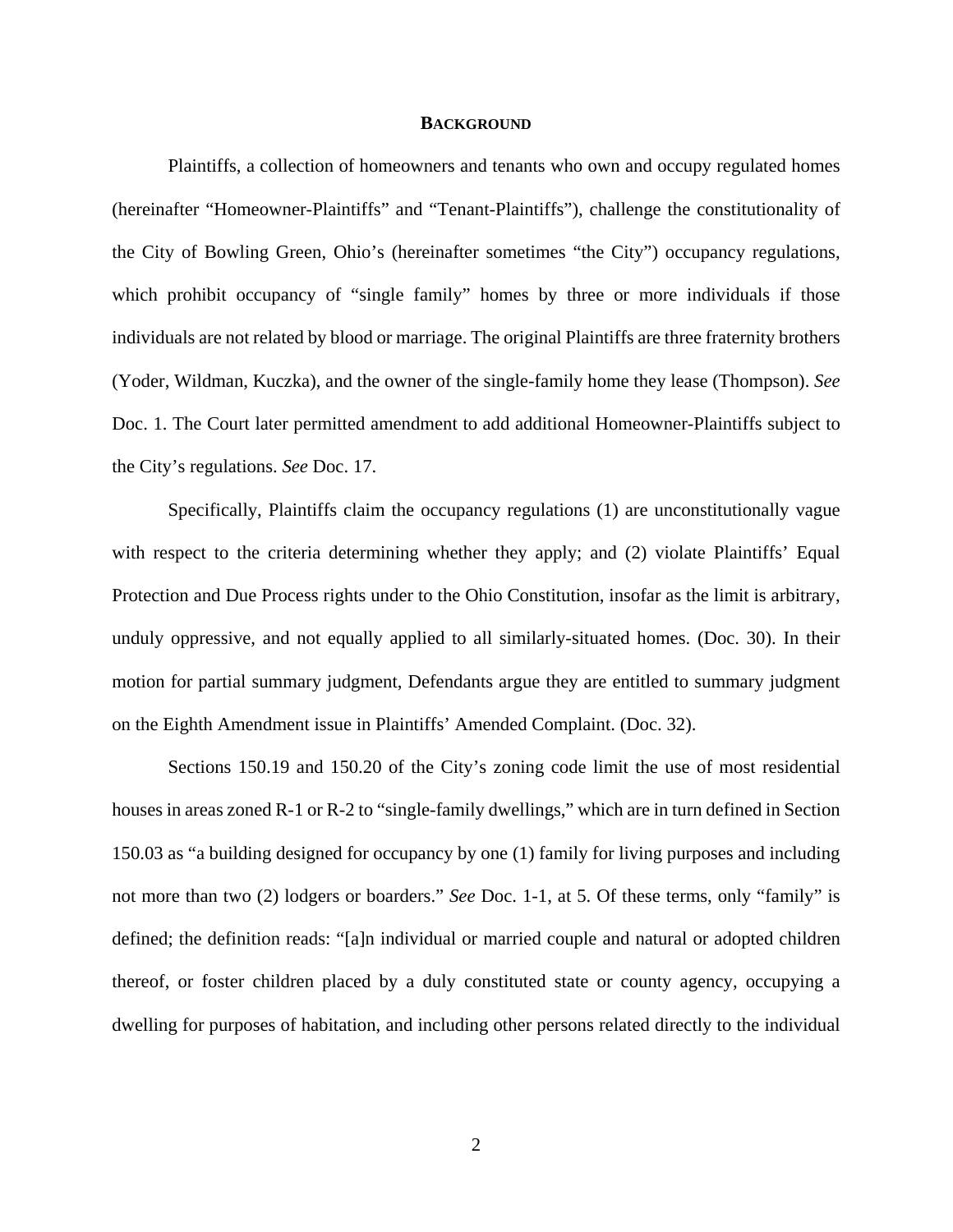## BACKGROUND

Plaintiffs, a collection of homeowners and tenants who own and occupy regulated homes (hereinafter "Homeowner-Plaintiffs" and "Tenant-Plaintiffs"), challenge the constitutionality of the City of Bowling Green, Ohio's (hereinafter sometimes "the City") occupancy regulations, which prohibit occupancy of "single family" homes by three or more individuals if those individuals are not related by blood or marriage. The original Plaintiffs are three fraternity brothers (Yoder, Wildman, Kuczka), and the owner of the single-family home they lease (Thompson). *See* Doc. 1. The Court later permitted amendment to add additional Homeowner-Plaintiffs subject to the City's regulations. *See* Doc. 17.

Specifically, Plaintiffs claim the occupancy regulations (1) are unconstitutionally vague with respect to the criteria determining whether they apply; and (2) violate Plaintiffs' Equal Protection and Due Process rights under to the Ohio Constitution, insofar as the limit is arbitrary, unduly oppressive, and not equally applied to all similarly-situated homes. (Doc. 30). In their motion for partial summary judgment, Defendants argue they are entitled to summary judgment on the Eighth Amendment issue in Plaintiffs' Amended Complaint. (Doc. 32).

Sections 150.19 and 150.20 of the City's zoning code limit the use of most residential houses in areas zoned R-1 or R-2 to "single-family dwellings," which are in turn defined in Section 150.03 as "a building designed for occupancy by one (1) family for living purposes and including not more than two (2) lodgers or boarders." *See* Doc. 1-1, at 5. Of these terms, only "family" is defined; the definition reads: "[a]n individual or married couple and natural or adopted children thereof, or foster children placed by a duly constituted state or county agency, occupying a dwelling for purposes of habitation, and including other persons related directly to the individual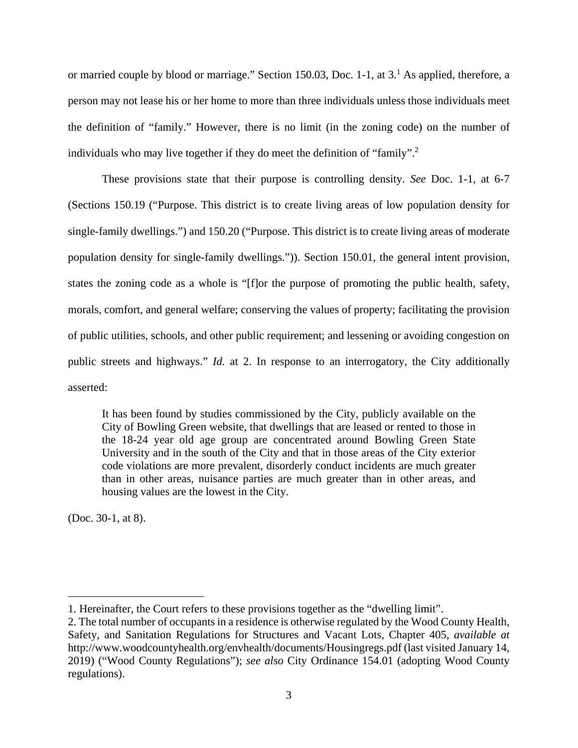or married couple by blood or marriage." Section 150.03, Doc. 1-1, at 3.[1] As applied, therefore, a person may not lease his or her home to more than three individuals unless those individuals meet the definition of "family." However, there is no limit (in the zoning code) on the number of individuals who may live together if they do meet the definition of "family".[2]

These provisions state that their purpose is controlling density. *See* Doc. 1-1, at 6-7 (Sections 150.19 ("Purpose. This district is to create living areas of low population density for single-family dwellings.") and 150.20 ("Purpose. This district is to create living areas of moderate population density for single-family dwellings.")). Section 150.01, the general intent provision, states the zoning code as a whole is "[f]or the purpose of promoting the public health, safety, morals, comfort, and general welfare; conserving the values of property; facilitating the provision of public utilities, schools, and other public requirement; and lessening or avoiding congestion on public streets and highways." *Id.* at 2. In response to an interrogatory, the City additionally asserted:

> It has been found by studies commissioned by the City, publicly available on the City of Bowling Green website, that dwellings that are leased or rented to those in the 18-24 year old age group are concentrated around Bowling Green State University and in the south of the City and that in those areas of the City exterior code violations are more prevalent, disorderly conduct incidents are much greater than in other areas, nuisance parties are much greater than in other areas, and housing values are the lowest in the City.

(Doc. 30-1, at 8).

---

1. Hereinafter, the Court refers to these provisions together as the "dwelling limit".

2. The total number of occupants in a residence is otherwise regulated by the Wood County Health, Safety, and Sanitation Regulations for Structures and Vacant Lots, Chapter 405, *available at* http://www.woodcountyhealth.org/envhealth/documents/Housingregs.pdf (last visited January 14, 2019) ("Wood County Regulations"); *see also* City Ordinance 154.01 (adopting Wood County regulations).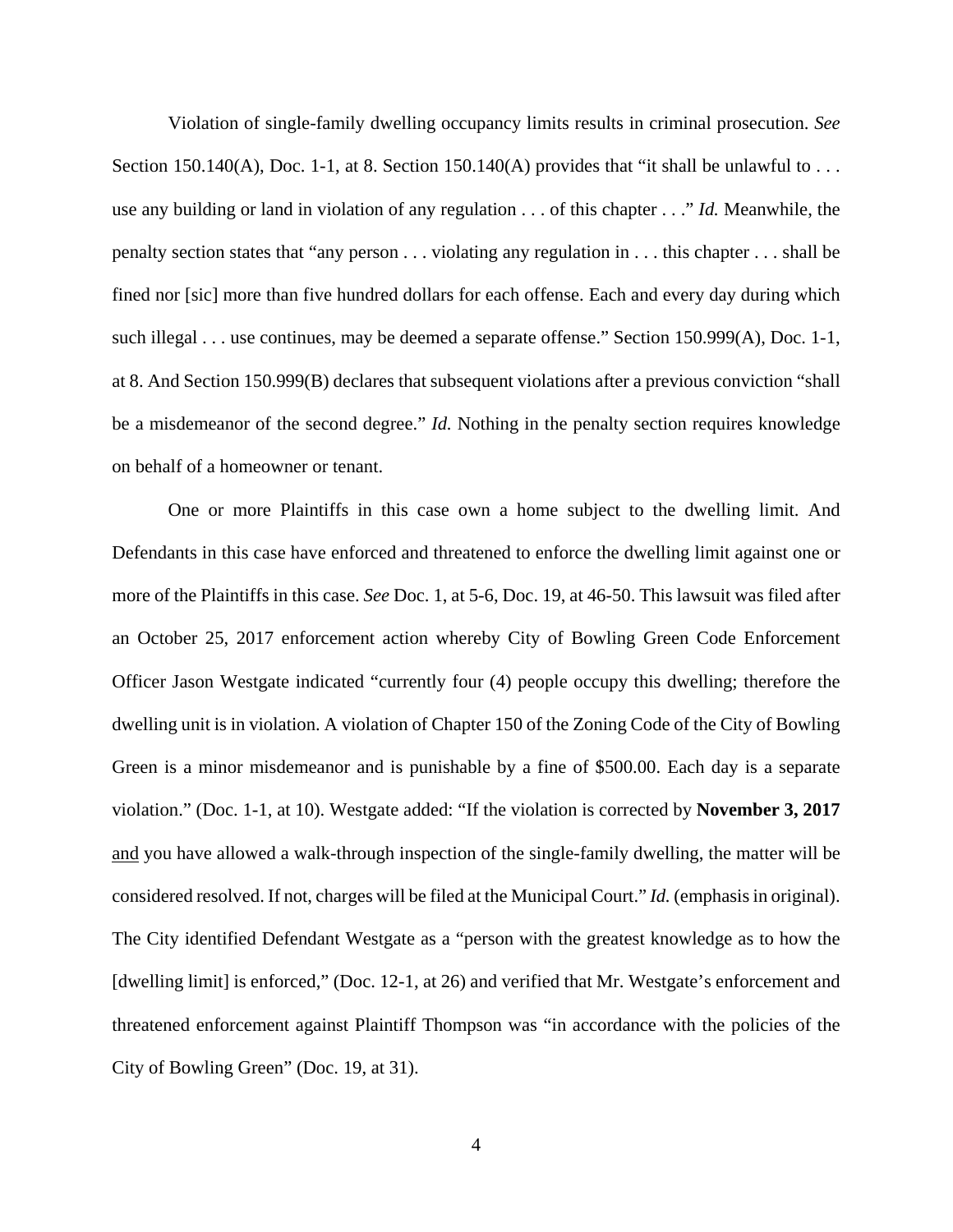Violation of single-family dwelling occupancy limits results in criminal prosecution. *See* Section 150.140(A), Doc. 1-1, at 8. Section 150.140(A) provides that "it shall be unlawful to . . . use any building or land in violation of any regulation . . . of this chapter . . ." *Id.* Meanwhile, the penalty section states that "any person . . . violating any regulation in . . . this chapter . . . shall be fined nor [sic] more than five hundred dollars for each offense. Each and every day during which such illegal . . . use continues, may be deemed a separate offense." Section 150.999(A), Doc. 1-1, at 8. And Section 150.999(B) declares that subsequent violations after a previous conviction "shall be a misdemeanor of the second degree." *Id.* Nothing in the penalty section requires knowledge on behalf of a homeowner or tenant.

One or more Plaintiffs in this case own a home subject to the dwelling limit. And Defendants in this case have enforced and threatened to enforce the dwelling limit against one or more of the Plaintiffs in this case. *See* Doc. 1, at 5-6, Doc. 19, at 46-50. This lawsuit was filed after an October 25, 2017 enforcement action whereby City of Bowling Green Code Enforcement Officer Jason Westgate indicated "currently four (4) people occupy this dwelling; therefore the dwelling unit is in violation. A violation of Chapter 150 of the Zoning Code of the City of Bowling Green is a minor misdemeanor and is punishable by a fine of $500.00. Each day is a separate violation." (Doc. 1-1, at 10). Westgate added: "If the violation is corrected by **November 3, 2017** <u>and</u> you have allowed a walk-through inspection of the single-family dwelling, the matter will be considered resolved. If not, charges will be filed at the Municipal Court." *Id.* (emphasis in original). The City identified Defendant Westgate as a "person with the greatest knowledge as to how the [dwelling limit] is enforced," (Doc. 12-1, at 26) and verified that Mr. Westgate's enforcement and threatened enforcement against Plaintiff Thompson was "in accordance with the policies of the City of Bowling Green" (Doc. 19, at 31).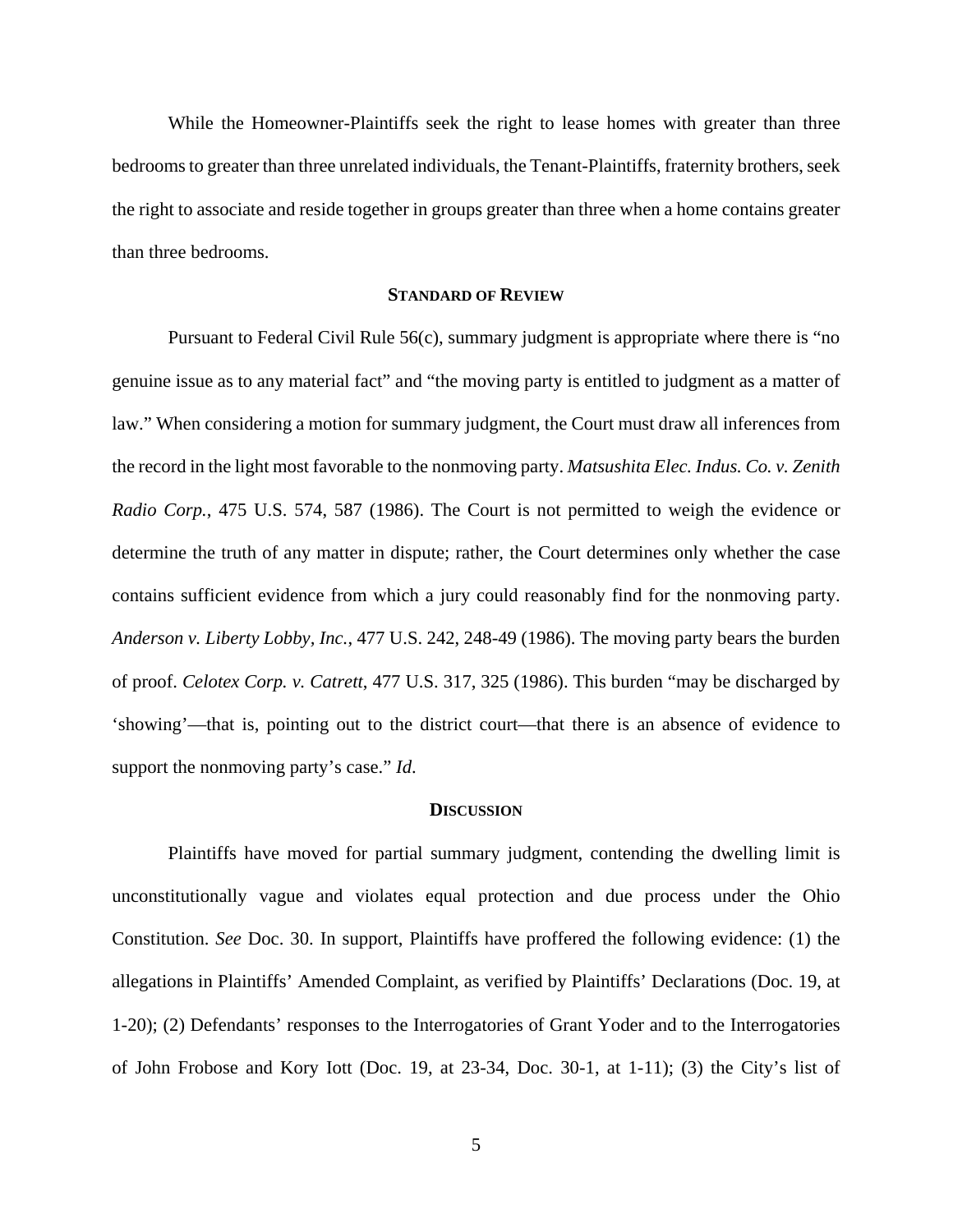While the Homeowner-Plaintiffs seek the right to lease homes with greater than three bedrooms to greater than three unrelated individuals, the Tenant-Plaintiffs, fraternity brothers, seek the right to associate and reside together in groups greater than three when a home contains greater than three bedrooms.

## STANDARD OF REVIEW

Pursuant to Federal Civil Rule 56(c), summary judgment is appropriate where there is "no genuine issue as to any material fact" and "the moving party is entitled to judgment as a matter of law." When considering a motion for summary judgment, the Court must draw all inferences from the record in the light most favorable to the nonmoving party. *Matsushita Elec. Indus. Co. v. Zenith Radio Corp.*, 475 U.S. 574, 587 (1986). The Court is not permitted to weigh the evidence or determine the truth of any matter in dispute; rather, the Court determines only whether the case contains sufficient evidence from which a jury could reasonably find for the nonmoving party. *Anderson v. Liberty Lobby, Inc.*, 477 U.S. 242, 248-49 (1986). The moving party bears the burden of proof. *Celotex Corp. v. Catrett*, 477 U.S. 317, 325 (1986). This burden "may be discharged by 'showing'—that is, pointing out to the district court—that there is an absence of evidence to support the nonmoving party's case." *Id*.

## DISCUSSION

Plaintiffs have moved for partial summary judgment, contending the dwelling limit is unconstitutionally vague and violates equal protection and due process under the Ohio Constitution. *See* Doc. 30. In support, Plaintiffs have proffered the following evidence: (1) the allegations in Plaintiffs' Amended Complaint, as verified by Plaintiffs' Declarations (Doc. 19, at 1-20); (2) Defendants' responses to the Interrogatories of Grant Yoder and to the Interrogatories of John Frobose and Kory Iott (Doc. 19, at 23-34, Doc. 30-1, at 1-11); (3) the City's list of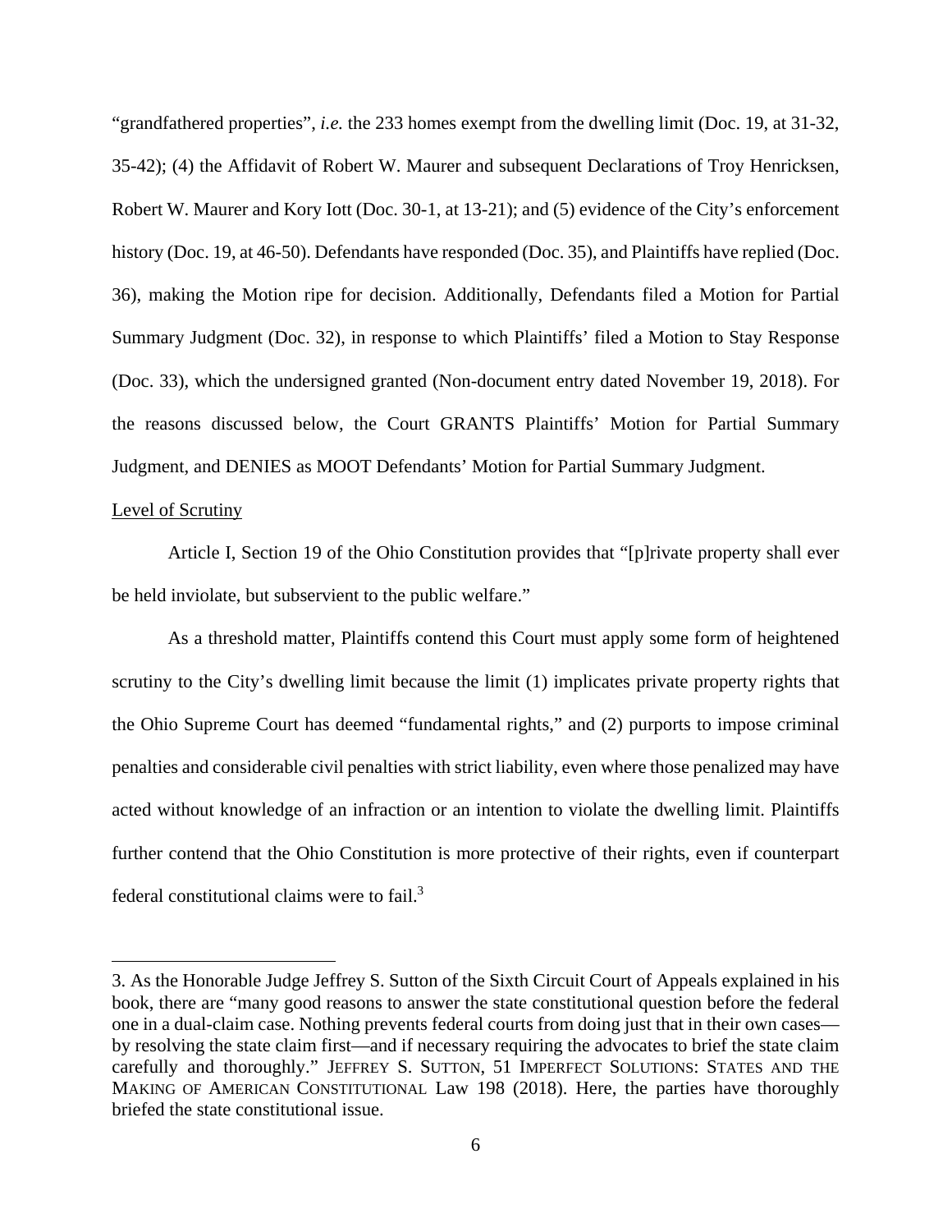"grandfathered properties", *i.e.* the 233 homes exempt from the dwelling limit (Doc. 19, at 31-32, 35-42); (4) the Affidavit of Robert W. Maurer and subsequent Declarations of Troy Henricksen, Robert W. Maurer and Kory Iott (Doc. 30-1, at 13-21); and (5) evidence of the City's enforcement history (Doc. 19, at 46-50). Defendants have responded (Doc. 35), and Plaintiffs have replied (Doc. 36), making the Motion ripe for decision. Additionally, Defendants filed a Motion for Partial Summary Judgment (Doc. 32), in response to which Plaintiffs' filed a Motion to Stay Response (Doc. 33), which the undersigned granted (Non-document entry dated November 19, 2018). For the reasons discussed below, the Court GRANTS Plaintiffs' Motion for Partial Summary Judgment, and DENIES as MOOT Defendants' Motion for Partial Summary Judgment.

Level of Scrutiny

Article I, Section 19 of the Ohio Constitution provides that "[p]rivate property shall ever be held inviolate, but subservient to the public welfare."

As a threshold matter, Plaintiffs contend this Court must apply some form of heightened scrutiny to the City's dwelling limit because the limit (1) implicates private property rights that the Ohio Supreme Court has deemed "fundamental rights," and (2) purports to impose criminal penalties and considerable civil penalties with strict liability, even where those penalized may have acted without knowledge of an infraction or an intention to violate the dwelling limit. Plaintiffs further contend that the Ohio Constitution is more protective of their rights, even if counterpart federal constitutional claims were to fail.[3]

---

3. As the Honorable Judge Jeffrey S. Sutton of the Sixth Circuit Court of Appeals explained in his book, there are "many good reasons to answer the state constitutional question before the federal one in a dual-claim case. Nothing prevents federal courts from doing just that in their own cases—by resolving the state claim first—and if necessary requiring the advocates to brief the state claim carefully and thoroughly." JEFFREY S. SUTTON, 51 IMPERFECT SOLUTIONS: STATES AND THE MAKING OF AMERICAN CONSTITUTIONAL Law 198 (2018). Here, the parties have thoroughly briefed the state constitutional issue.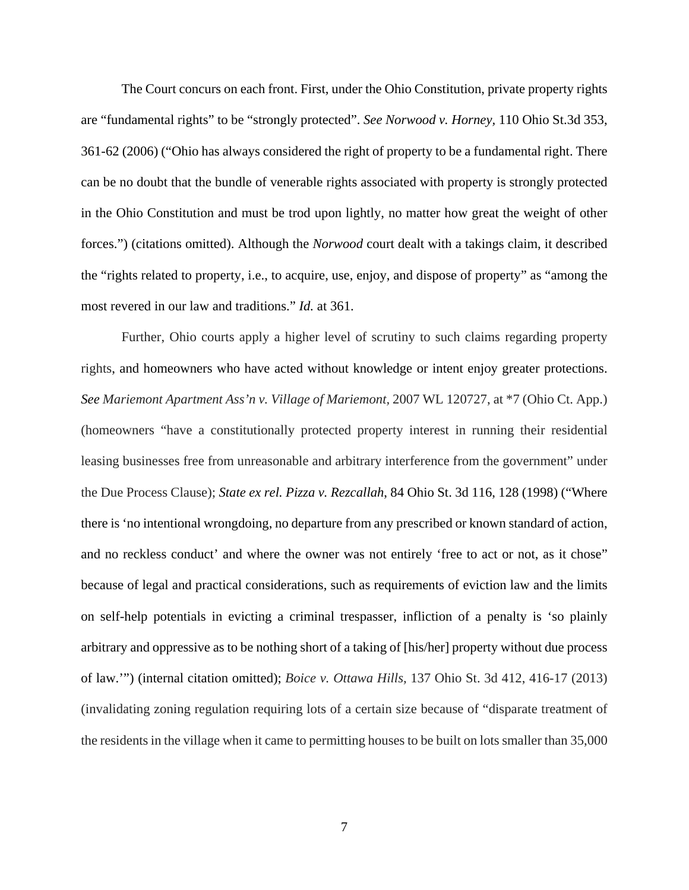The Court concurs on each front. First, under the Ohio Constitution, private property rights are "fundamental rights" to be "strongly protected". *See Norwood v. Horney,* 110 Ohio St.3d 353, 361-62 (2006) ("Ohio has always considered the right of property to be a fundamental right. There can be no doubt that the bundle of venerable rights associated with property is strongly protected in the Ohio Constitution and must be trod upon lightly, no matter how great the weight of other forces.") (citations omitted). Although the *Norwood* court dealt with a takings claim, it described the "rights related to property, i.e., to acquire, use, enjoy, and dispose of property" as "among the most revered in our law and traditions." *Id.* at 361.

Further, Ohio courts apply a higher level of scrutiny to such claims regarding property rights, and homeowners who have acted without knowledge or intent enjoy greater protections. *See Mariemont Apartment Ass'n v. Village of Mariemont,* 2007 WL 120727, at *7 (Ohio Ct. App.) (homeowners "have a constitutionally protected property interest in running their residential leasing businesses free from unreasonable and arbitrary interference from the government" under the Due Process Clause); *State ex rel. Pizza v. Rezcallah*, 84 Ohio St. 3d 116, 128 (1998) ("Where there is 'no intentional wrongdoing, no departure from any prescribed or known standard of action, and no reckless conduct' and where the owner was not entirely 'free to act or not, as it chose" because of legal and practical considerations, such as requirements of eviction law and the limits on self-help potentials in evicting a criminal trespasser, infliction of a penalty is 'so plainly arbitrary and oppressive as to be nothing short of a taking of [his/her] property without due process of law.'") (internal citation omitted); *Boice v. Ottawa Hills,* 137 Ohio St. 3d 412, 416-17 (2013) (invalidating zoning regulation requiring lots of a certain size because of "disparate treatment of the residents in the village when it came to permitting houses to be built on lots smaller than 35,000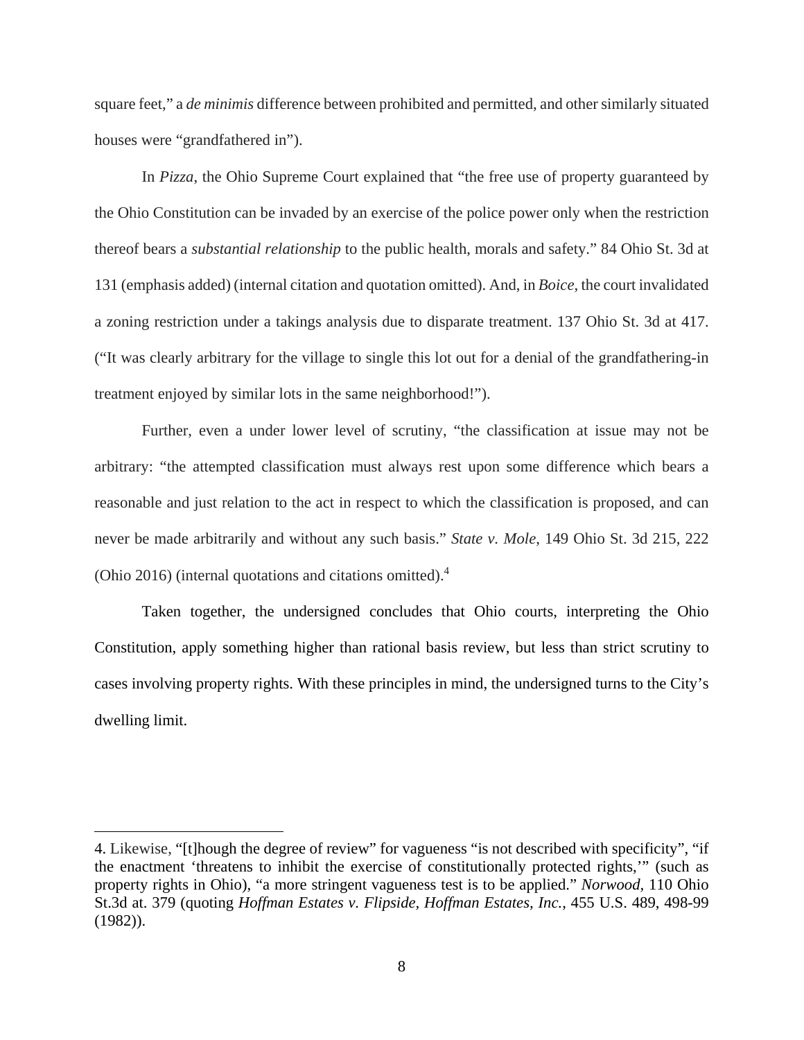square feet," a *de minimis* difference between prohibited and permitted, and other similarly situated houses were "grandfathered in").

In *Pizza*, the Ohio Supreme Court explained that "the free use of property guaranteed by the Ohio Constitution can be invaded by an exercise of the police power only when the restriction thereof bears a *substantial relationship* to the public health, morals and safety." 84 Ohio St. 3d at 131 (emphasis added) (internal citation and quotation omitted). And, in *Boice*, the court invalidated a zoning restriction under a takings analysis due to disparate treatment. 137 Ohio St. 3d at 417. ("It was clearly arbitrary for the village to single this lot out for a denial of the grandfathering-in treatment enjoyed by similar lots in the same neighborhood!").

Further, even a under lower level of scrutiny, "the classification at issue may not be arbitrary: "the attempted classification must always rest upon some difference which bears a reasonable and just relation to the act in respect to which the classification is proposed, and can never be made arbitrarily and without any such basis." *State v. Mole*, 149 Ohio St. 3d 215, 222 (Ohio 2016) (internal quotations and citations omitted).[4]

Taken together, the undersigned concludes that Ohio courts, interpreting the Ohio Constitution, apply something higher than rational basis review, but less than strict scrutiny to cases involving property rights. With these principles in mind, the undersigned turns to the City's dwelling limit.

---

4. Likewise, "[t]hough the degree of review" for vagueness "is not described with specificity", "if the enactment 'threatens to inhibit the exercise of constitutionally protected rights,'" (such as property rights in Ohio), "a more stringent vagueness test is to be applied." *Norwood*, 110 Ohio St.3d at. 379 (quoting *Hoffman Estates v. Flipside, Hoffman Estates, Inc.*, 455 U.S. 489, 498-99 (1982)).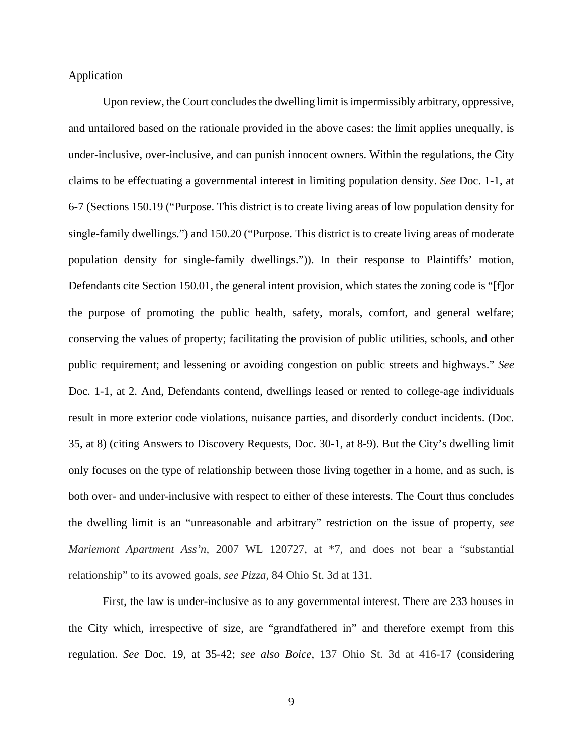<u>Application</u>

Upon review, the Court concludes the dwelling limit is impermissibly arbitrary, oppressive, and untailored based on the rationale provided in the above cases: the limit applies unequally, is under-inclusive, over-inclusive, and can punish innocent owners. Within the regulations, the City claims to be effectuating a governmental interest in limiting population density. *See* Doc. 1-1, at 6-7 (Sections 150.19 ("Purpose. This district is to create living areas of low population density for single-family dwellings.") and 150.20 ("Purpose. This district is to create living areas of moderate population density for single-family dwellings.")). In their response to Plaintiffs' motion, Defendants cite Section 150.01, the general intent provision, which states the zoning code is "[f]or the purpose of promoting the public health, safety, morals, comfort, and general welfare; conserving the values of property; facilitating the provision of public utilities, schools, and other public requirement; and lessening or avoiding congestion on public streets and highways." *See* Doc. 1-1, at 2. And, Defendants contend, dwellings leased or rented to college-age individuals result in more exterior code violations, nuisance parties, and disorderly conduct incidents. (Doc. 35, at 8) (citing Answers to Discovery Requests, Doc. 30-1, at 8-9). But the City's dwelling limit only focuses on the type of relationship between those living together in a home, and as such, is both over- and under-inclusive with respect to either of these interests. The Court thus concludes the dwelling limit is an "unreasonable and arbitrary" restriction on the issue of property, *see Mariemont Apartment Ass'n*, 2007 WL 120727, at *7, and does not bear a "substantial relationship" to its avowed goals, *see Pizza*, 84 Ohio St. 3d at 131.

First, the law is under-inclusive as to any governmental interest. There are 233 houses in the City which, irrespective of size, are "grandfathered in" and therefore exempt from this regulation. *See* Doc. 19, at 35-42; *see also Boice*, 137 Ohio St. 3d at 416-17 (considering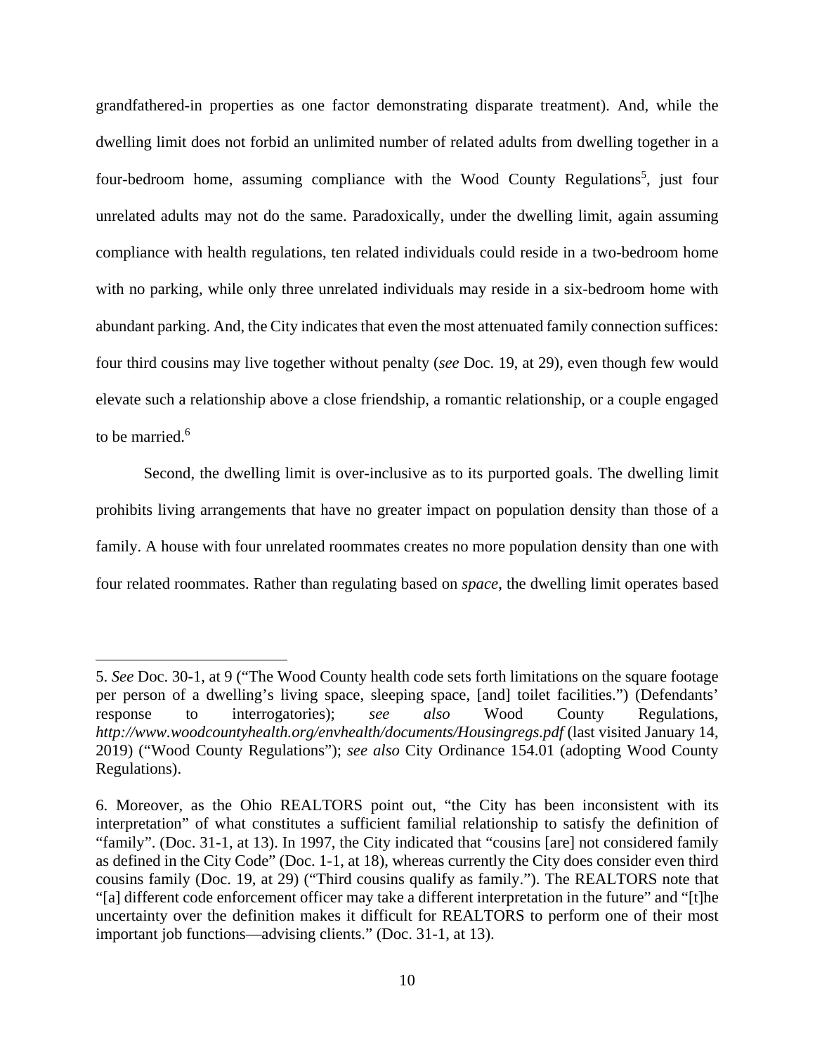grandfathered-in properties as one factor demonstrating disparate treatment). And, while the dwelling limit does not forbid an unlimited number of related adults from dwelling together in a four-bedroom home, assuming compliance with the Wood County Regulations[5], just four unrelated adults may not do the same. Paradoxically, under the dwelling limit, again assuming compliance with health regulations, ten related individuals could reside in a two-bedroom home with no parking, while only three unrelated individuals may reside in a six-bedroom home with abundant parking. And, the City indicates that even the most attenuated family connection suffices: four third cousins may live together without penalty (*see* Doc. 19, at 29), even though few would elevate such a relationship above a close friendship, a romantic relationship, or a couple engaged to be married.[6]

Second, the dwelling limit is over-inclusive as to its purported goals. The dwelling limit prohibits living arrangements that have no greater impact on population density than those of a family. A house with four unrelated roommates creates no more population density than one with four related roommates. Rather than regulating based on *space*, the dwelling limit operates based

---

5. *See* Doc. 30-1, at 9 ("The Wood County health code sets forth limitations on the square footage per person of a dwelling's living space, sleeping space, [and] toilet facilities.") (Defendants' response to interrogatories); *see also* Wood County Regulations, *http://www.woodcountyhealth.org/envhealth/documents/Housingregs.pdf* (last visited January 14, 2019) ("Wood County Regulations"); *see also* City Ordinance 154.01 (adopting Wood County Regulations).

6. Moreover, as the Ohio REALTORS point out, "the City has been inconsistent with its interpretation" of what constitutes a sufficient familial relationship to satisfy the definition of "family". (Doc. 31-1, at 13). In 1997, the City indicated that "cousins [are] not considered family as defined in the City Code" (Doc. 1-1, at 18), whereas currently the City does consider even third cousins family (Doc. 19, at 29) ("Third cousins qualify as family."). The REALTORS note that "[a] different code enforcement officer may take a different interpretation in the future" and "[t]he uncertainty over the definition makes it difficult for REALTORS to perform one of their most important job functions—advising clients." (Doc. 31-1, at 13).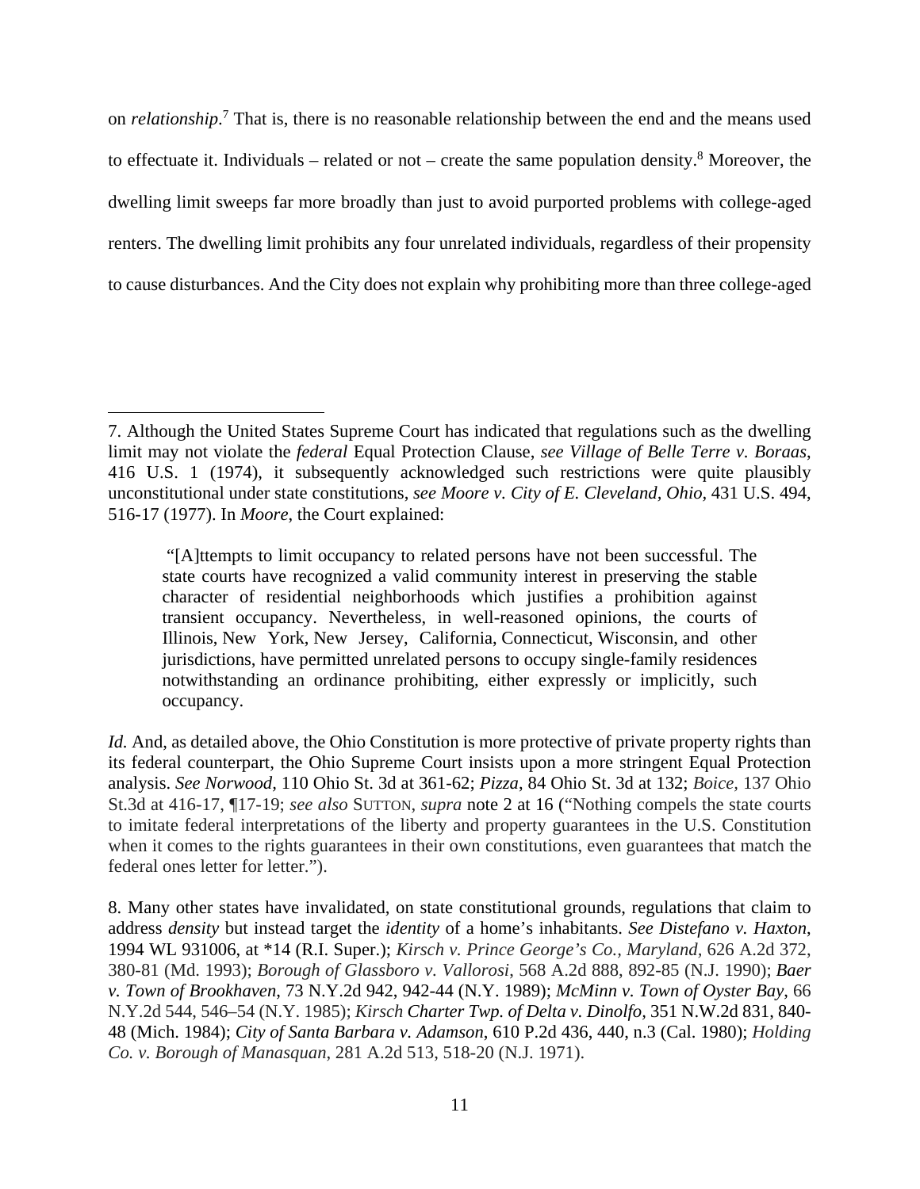on *relationship*.[7] That is, there is no reasonable relationship between the end and the means used to effectuate it. Individuals – related or not – create the same population density.[8] Moreover, the dwelling limit sweeps far more broadly than just to avoid purported problems with college-aged renters. The dwelling limit prohibits any four unrelated individuals, regardless of their propensity to cause disturbances. And the City does not explain why prohibiting more than three college-aged

---

7. Although the United States Supreme Court has indicated that regulations such as the dwelling limit may not violate the *federal* Equal Protection Clause, *see Village of Belle Terre v. Boraas*, 416 U.S. 1 (1974), it subsequently acknowledged such restrictions were quite plausibly unconstitutional under state constitutions, *see Moore v. City of E. Cleveland, Ohio*, 431 U.S. 494, 516-17 (1977). In *Moore*, the Court explained:

> "[A]ttempts to limit occupancy to related persons have not been successful. The state courts have recognized a valid community interest in preserving the stable character of residential neighborhoods which justifies a prohibition against transient occupancy. Nevertheless, in well-reasoned opinions, the courts of Illinois, New York, New Jersey, California, Connecticut, Wisconsin, and other jurisdictions, have permitted unrelated persons to occupy single-family residences notwithstanding an ordinance prohibiting, either expressly or implicitly, such occupancy.

*Id.* And, as detailed above, the Ohio Constitution is more protective of private property rights than its federal counterpart, the Ohio Supreme Court insists upon a more stringent Equal Protection analysis. *See Norwood*, 110 Ohio St. 3d at 361-62; *Pizza*, 84 Ohio St. 3d at 132; *Boice*, 137 Ohio St.3d at 416-17, ¶17-19; *see also* SUTTON, *supra* note 2 at 16 ("Nothing compels the state courts to imitate federal interpretations of the liberty and property guarantees in the U.S. Constitution when it comes to the rights guarantees in their own constitutions, even guarantees that match the federal ones letter for letter.").

8. Many other states have invalidated, on state constitutional grounds, regulations that claim to address *density* but instead target the *identity* of a home's inhabitants. *See Distefano v. Haxton*, 1994 WL 931006, at *14 (R.I. Super.); *Kirsch v. Prince George's Co., Maryland*, 626 A.2d 372, 380-81 (Md. 1993); *Borough of Glassboro v. Vallorosi*, 568 A.2d 888, 892-85 (N.J. 1990); *Baer v. Town of Brookhaven*, 73 N.Y.2d 942, 942-44 (N.Y. 1989); *McMinn v. Town of Oyster Bay*, 66 N.Y.2d 544, 546–54 (N.Y. 1985); *Kirsch Charter Twp. of Delta v. Dinolfo*, 351 N.W.2d 831, 840-48 (Mich. 1984); *City of Santa Barbara v. Adamson*, 610 P.2d 436, 440, n.3 (Cal. 1980); *Holding Co. v. Borough of Manasquan*, 281 A.2d 513, 518-20 (N.J. 1971).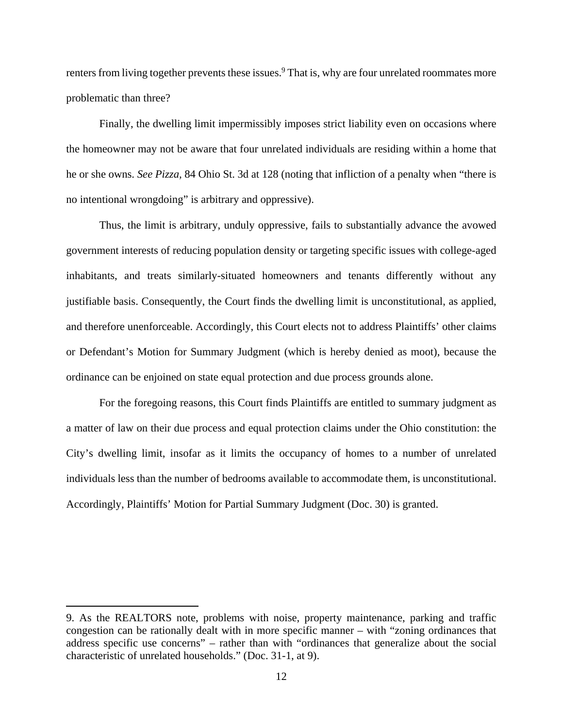renters from living together prevents these issues.[9] That is, why are four unrelated roommates more problematic than three?

Finally, the dwelling limit impermissibly imposes strict liability even on occasions where the homeowner may not be aware that four unrelated individuals are residing within a home that he or she owns. *See Pizza,* 84 Ohio St. 3d at 128 (noting that infliction of a penalty when "there is no intentional wrongdoing" is arbitrary and oppressive).

Thus, the limit is arbitrary, unduly oppressive, fails to substantially advance the avowed government interests of reducing population density or targeting specific issues with college-aged inhabitants, and treats similarly-situated homeowners and tenants differently without any justifiable basis. Consequently, the Court finds the dwelling limit is unconstitutional, as applied, and therefore unenforceable. Accordingly, this Court elects not to address Plaintiffs' other claims or Defendant's Motion for Summary Judgment (which is hereby denied as moot), because the ordinance can be enjoined on state equal protection and due process grounds alone.

For the foregoing reasons, this Court finds Plaintiffs are entitled to summary judgment as a matter of law on their due process and equal protection claims under the Ohio constitution: the City's dwelling limit, insofar as it limits the occupancy of homes to a number of unrelated individuals less than the number of bedrooms available to accommodate them, is unconstitutional. Accordingly, Plaintiffs' Motion for Partial Summary Judgment (Doc. 30) is granted.

---

9. As the REALTORS note, problems with noise, property maintenance, parking and traffic congestion can be rationally dealt with in more specific manner – with "zoning ordinances that address specific use concerns" – rather than with "ordinances that generalize about the social characteristic of unrelated households." (Doc. 31-1, at 9).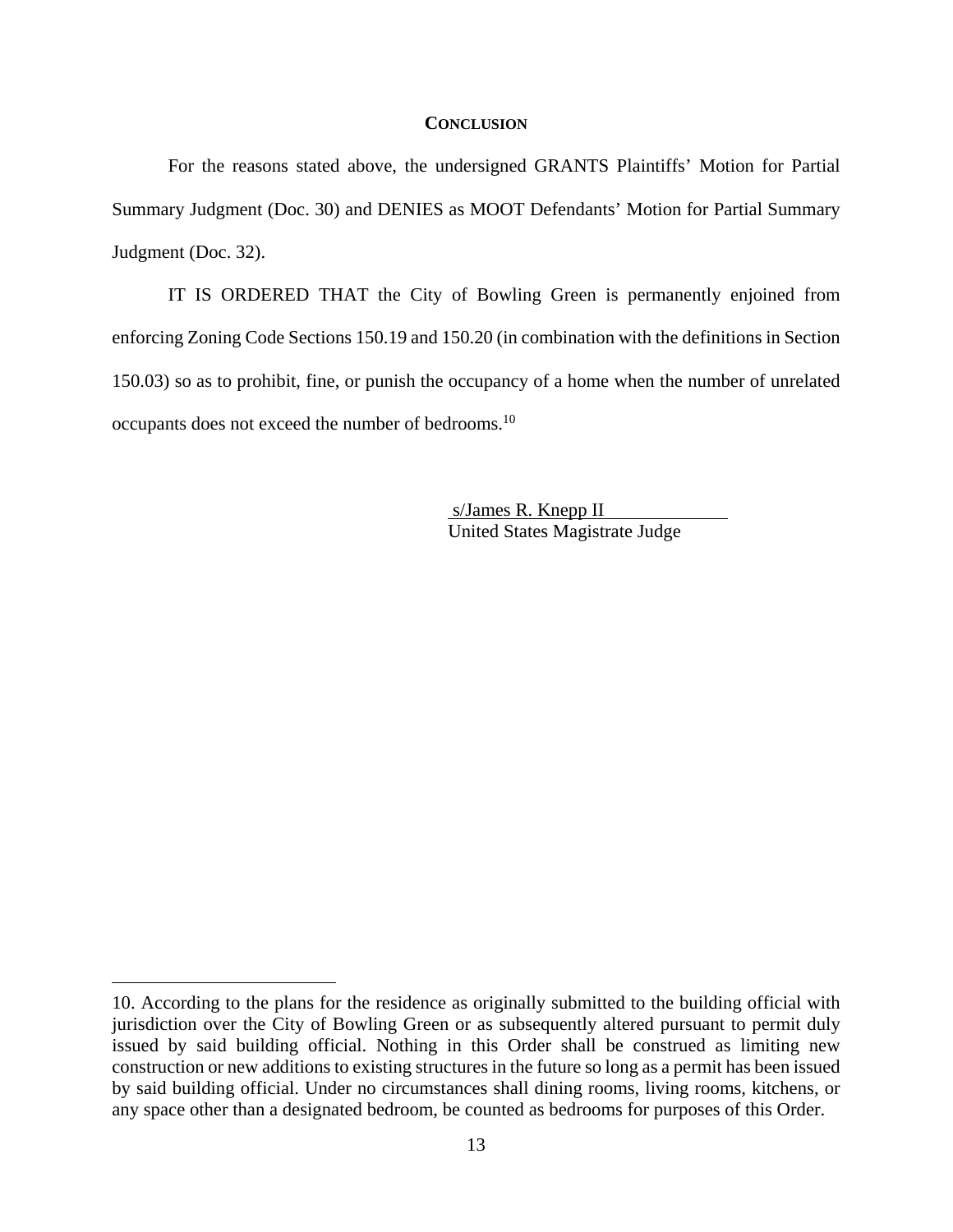## CONCLUSION

For the reasons stated above, the undersigned GRANTS Plaintiffs' Motion for Partial Summary Judgment (Doc. 30) and DENIES as MOOT Defendants' Motion for Partial Summary Judgment (Doc. 32).

IT IS ORDERED THAT the City of Bowling Green is permanently enjoined from enforcing Zoning Code Sections 150.19 and 150.20 (in combination with the definitions in Section 150.03) so as to prohibit, fine, or punish the occupancy of a home when the number of unrelated occupants does not exceed the number of bedrooms.[10]

s/James R. Knepp II
United States Magistrate Judge

---

10. According to the plans for the residence as originally submitted to the building official with jurisdiction over the City of Bowling Green or as subsequently altered pursuant to permit duly issued by said building official. Nothing in this Order shall be construed as limiting new construction or new additions to existing structures in the future so long as a permit has been issued by said building official. Under no circumstances shall dining rooms, living rooms, kitchens, or any space other than a designated bedroom, be counted as bedrooms for purposes of this Order.